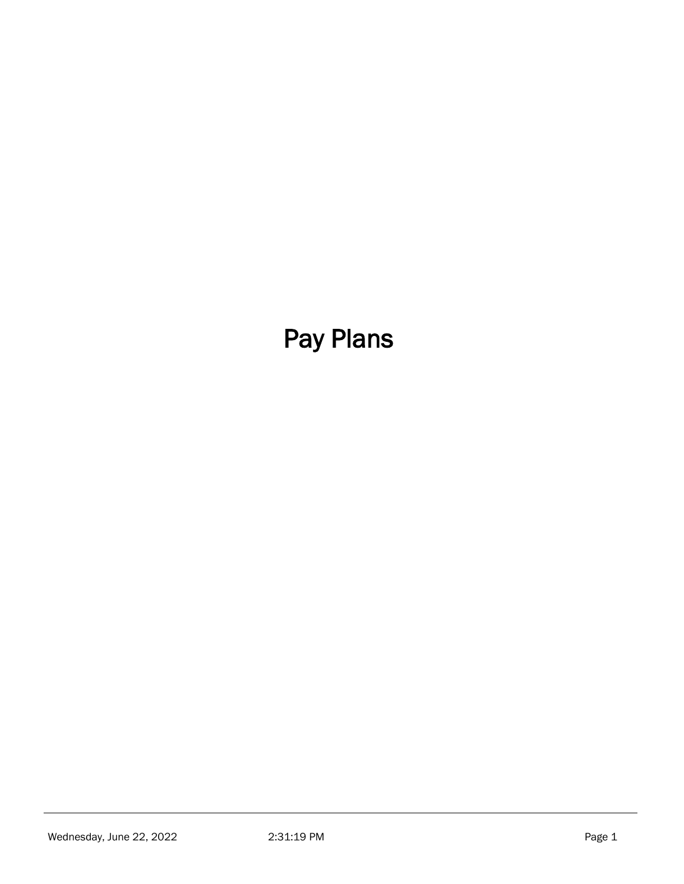# Pay Plans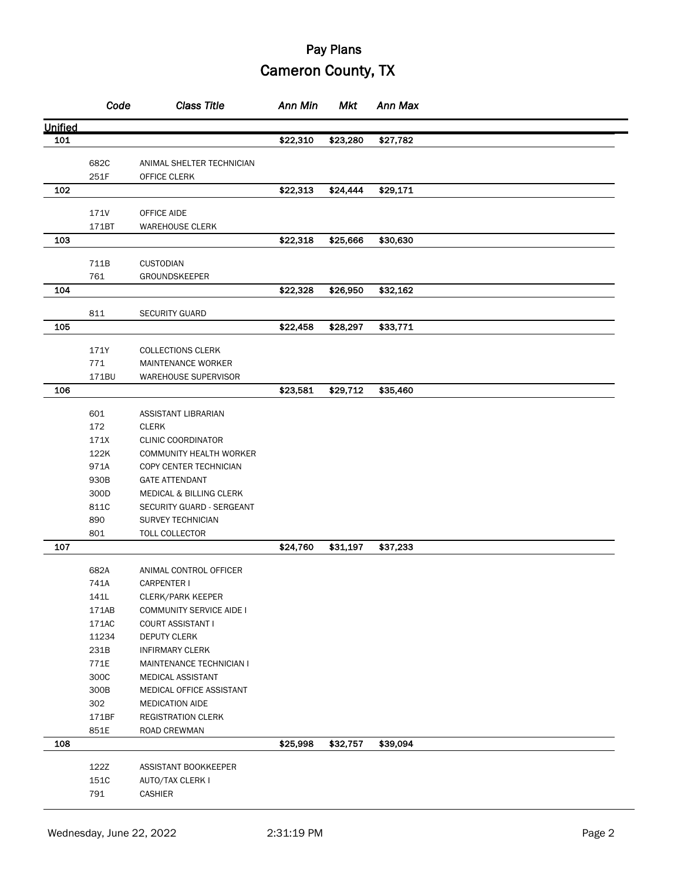# Pay Plans

## Cameron County, TX

| | Code | Class Title | Ann Min | Mkt | Ann Max |
|---|---|---|---|---|---|
| **Unified** | | | | | |
| **101** | | | **$22,310** | **$23,280** | **$27,782** |
| | 682C | ANIMAL SHELTER TECHNICIAN | | | |
| | 251F | OFFICE CLERK | | | |
| **102** | | | **$22,313** | **$24,444** | **$29,171** |
| | 171V | OFFICE AIDE | | | |
| | 171BT | WAREHOUSE CLERK | | | |
| **103** | | | **$22,318** | **$25,666** | **$30,630** |
| | 711B | CUSTODIAN | | | |
| | 761 | GROUNDSKEEPER | | | |
| **104** | | | **$22,328** | **$26,950** | **$32,162** |
| | 811 | SECURITY GUARD | | | |
| **105** | | | **$22,458** | **$28,297** | **$33,771** |
| | 171Y | COLLECTIONS CLERK | | | |
| | 771 | MAINTENANCE WORKER | | | |
| | 171BU | WAREHOUSE SUPERVISOR | | | |
| **106** | | | **$23,581** | **$29,712** | **$35,460** |
| | 601 | ASSISTANT LIBRARIAN | | | |
| | 172 | CLERK | | | |
| | 171X | CLINIC COORDINATOR | | | |
| | 122K | COMMUNITY HEALTH WORKER | | | |
| | 971A | COPY CENTER TECHNICIAN | | | |
| | 930B | GATE ATTENDANT | | | |
| | 300D | MEDICAL & BILLING CLERK | | | |
| | 811C | SECURITY GUARD - SERGEANT | | | |
| | 890 | SURVEY TECHNICIAN | | | |
| | 801 | TOLL COLLECTOR | | | |
| **107** | | | **$24,760** | **$31,197** | **$37,233** |
| | 682A | ANIMAL CONTROL OFFICER | | | |
| | 741A | CARPENTER I | | | |
| | 141L | CLERK/PARK KEEPER | | | |
| | 171AB | COMMUNITY SERVICE AIDE I | | | |
| | 171AC | COURT ASSISTANT I | | | |
| | 11234 | DEPUTY CLERK | | | |
| | 231B | INFIRMARY CLERK | | | |
| | 771E | MAINTENANCE TECHNICIAN I | | | |
| | 300C | MEDICAL ASSISTANT | | | |
| | 300B | MEDICAL OFFICE ASSISTANT | | | |
| | 302 | MEDICATION AIDE | | | |
| | 171BF | REGISTRATION CLERK | | | |
| | 851E | ROAD CREWMAN | | | |
| **108** | | | **$25,998** | **$32,757** | **$39,094** |
| | 122Z | ASSISTANT BOOKKEEPER | | | |
| | 151C | AUTO/TAX CLERK I | | | |
| | 791 | CASHIER | | | |

Wednesday, June 22, 2022 2:31:19 PM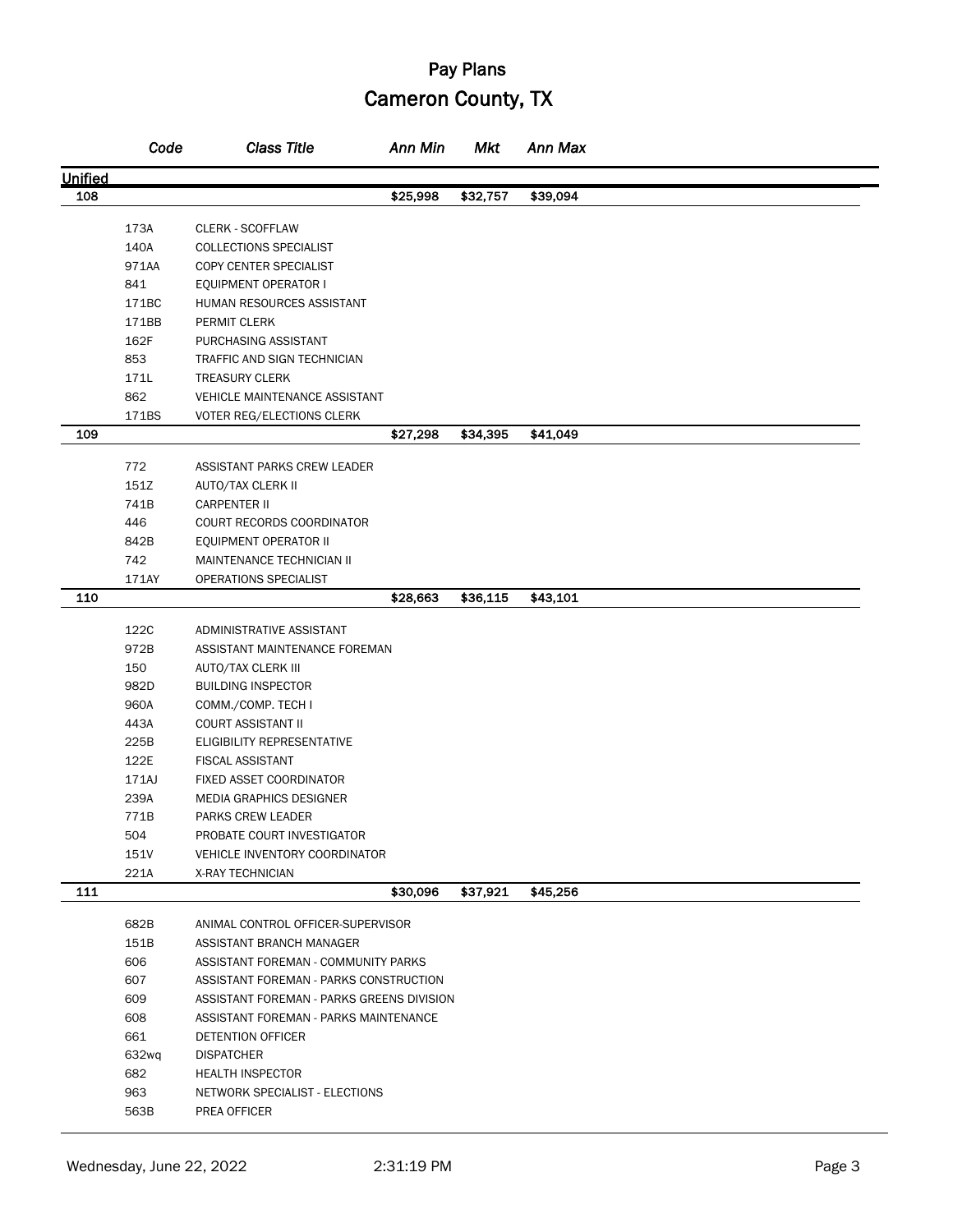# Pay Plans

## Cameron County, TX

| Code | Class Title | Ann Min | Mkt | Ann Max |
|---|---|---|---|---|
| **Unified** | | | | |
| **108** | | **$25,998** | **$32,757** | **$39,094** |
| 173A | CLERK - SCOFFLAW | | | |
| 140A | COLLECTIONS SPECIALIST | | | |
| 971AA | COPY CENTER SPECIALIST | | | |
| 841 | EQUIPMENT OPERATOR I | | | |
| 171BC | HUMAN RESOURCES ASSISTANT | | | |
| 171BB | PERMIT CLERK | | | |
| 162F | PURCHASING ASSISTANT | | | |
| 853 | TRAFFIC AND SIGN TECHNICIAN | | | |
| 171L | TREASURY CLERK | | | |
| 862 | VEHICLE MAINTENANCE ASSISTANT | | | |
| 171BS | VOTER REG/ELECTIONS CLERK | | | |
| **109** | | **$27,298** | **$34,395** | **$41,049** |
| 772 | ASSISTANT PARKS CREW LEADER | | | |
| 151Z | AUTO/TAX CLERK II | | | |
| 741B | CARPENTER II | | | |
| 446 | COURT RECORDS COORDINATOR | | | |
| 842B | EQUIPMENT OPERATOR II | | | |
| 742 | MAINTENANCE TECHNICIAN II | | | |
| 171AY | OPERATIONS SPECIALIST | | | |
| **110** | | **$28,663** | **$36,115** | **$43,101** |
| 122C | ADMINISTRATIVE ASSISTANT | | | |
| 972B | ASSISTANT MAINTENANCE FOREMAN | | | |
| 150 | AUTO/TAX CLERK III | | | |
| 982D | BUILDING INSPECTOR | | | |
| 960A | COMM./COMP. TECH I | | | |
| 443A | COURT ASSISTANT II | | | |
| 225B | ELIGIBILITY REPRESENTATIVE | | | |
| 122E | FISCAL ASSISTANT | | | |
| 171AJ | FIXED ASSET COORDINATOR | | | |
| 239A | MEDIA GRAPHICS DESIGNER | | | |
| 771B | PARKS CREW LEADER | | | |
| 504 | PROBATE COURT INVESTIGATOR | | | |
| 151V | VEHICLE INVENTORY COORDINATOR | | | |
| 221A | X-RAY TECHNICIAN | | | |
| **111** | | **$30,096** | **$37,921** | **$45,256** |
| 682B | ANIMAL CONTROL OFFICER-SUPERVISOR | | | |
| 151B | ASSISTANT BRANCH MANAGER | | | |
| 606 | ASSISTANT FOREMAN - COMMUNITY PARKS | | | |
| 607 | ASSISTANT FOREMAN - PARKS CONSTRUCTION | | | |
| 609 | ASSISTANT FOREMAN - PARKS GREENS DIVISION | | | |
| 608 | ASSISTANT FOREMAN - PARKS MAINTENANCE | | | |
| 661 | DETENTION OFFICER | | | |
| 632wq | DISPATCHER | | | |
| 682 | HEALTH INSPECTOR | | | |
| 963 | NETWORK SPECIALIST - ELECTIONS | | | |
| 563B | PREA OFFICER | | | |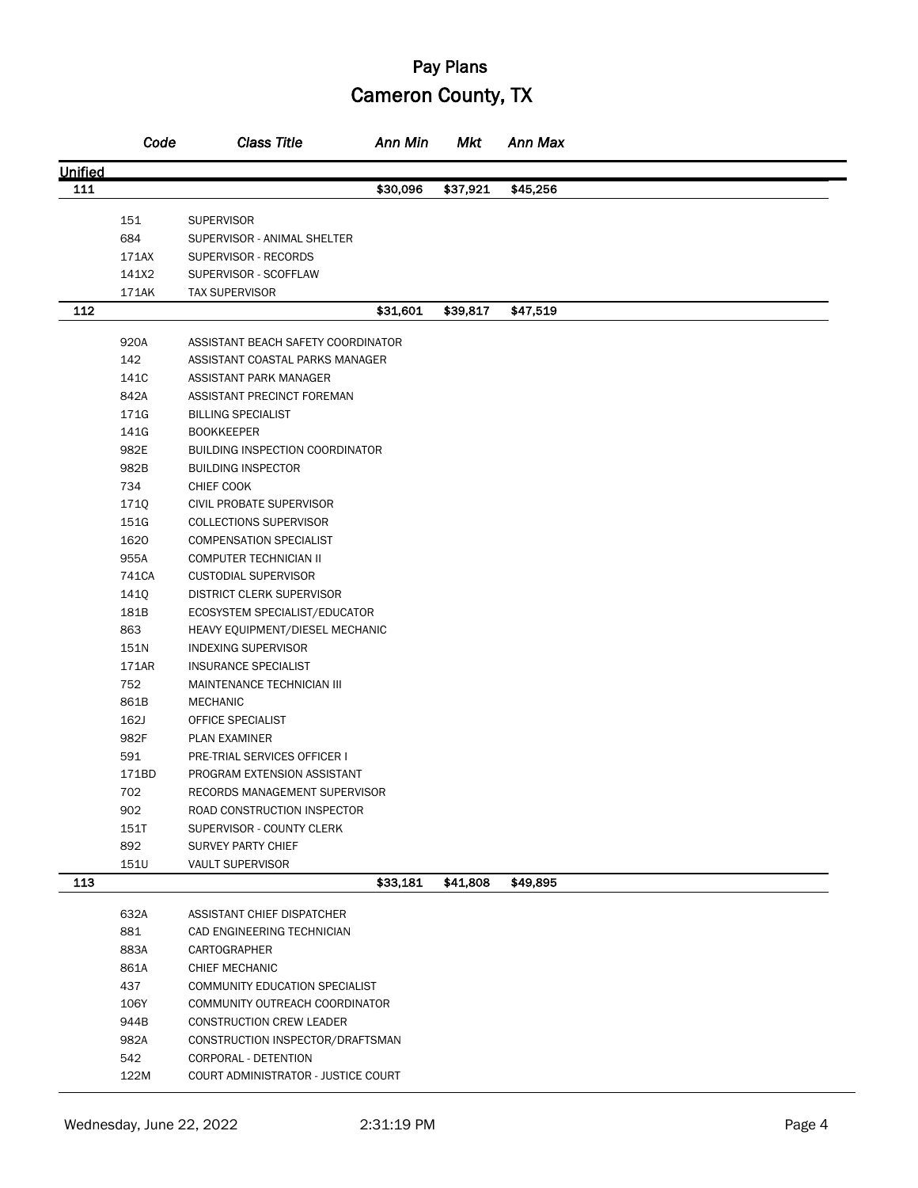# Pay Plans

## Cameron County, TX

| Code | Class Title | Ann Min | Mkt | Ann Max |
|---|---|---|---|---|
| **Unified** | | | | |
| **111** | | **$30,096** | **$37,921** | **$45,256** |
| 151 | SUPERVISOR | | | |
| 684 | SUPERVISOR - ANIMAL SHELTER | | | |
| 171AX | SUPERVISOR - RECORDS | | | |
| 141X2 | SUPERVISOR - SCOFFLAW | | | |
| 171AK | TAX SUPERVISOR | | | |
| **112** | | **$31,601** | **$39,817** | **$47,519** |
| 920A | ASSISTANT BEACH SAFETY COORDINATOR | | | |
| 142 | ASSISTANT COASTAL PARKS MANAGER | | | |
| 141C | ASSISTANT PARK MANAGER | | | |
| 842A | ASSISTANT PRECINCT FOREMAN | | | |
| 171G | BILLING SPECIALIST | | | |
| 141G | BOOKKEEPER | | | |
| 982E | BUILDING INSPECTION COORDINATOR | | | |
| 982B | BUILDING INSPECTOR | | | |
| 734 | CHIEF COOK | | | |
| 171Q | CIVIL PROBATE SUPERVISOR | | | |
| 151G | COLLECTIONS SUPERVISOR | | | |
| 162O | COMPENSATION SPECIALIST | | | |
| 955A | COMPUTER TECHNICIAN II | | | |
| 741CA | CUSTODIAL SUPERVISOR | | | |
| 141Q | DISTRICT CLERK SUPERVISOR | | | |
| 181B | ECOSYSTEM SPECIALIST/EDUCATOR | | | |
| 863 | HEAVY EQUIPMENT/DIESEL MECHANIC | | | |
| 151N | INDEXING SUPERVISOR | | | |
| 171AR | INSURANCE SPECIALIST | | | |
| 752 | MAINTENANCE TECHNICIAN III | | | |
| 861B | MECHANIC | | | |
| 162J | OFFICE SPECIALIST | | | |
| 982F | PLAN EXAMINER | | | |
| 591 | PRE-TRIAL SERVICES OFFICER I | | | |
| 171BD | PROGRAM EXTENSION ASSISTANT | | | |
| 702 | RECORDS MANAGEMENT SUPERVISOR | | | |
| 902 | ROAD CONSTRUCTION INSPECTOR | | | |
| 151T | SUPERVISOR - COUNTY CLERK | | | |
| 892 | SURVEY PARTY CHIEF | | | |
| 151U | VAULT SUPERVISOR | | | |
| **113** | | **$33,181** | **$41,808** | **$49,895** |
| 632A | ASSISTANT CHIEF DISPATCHER | | | |
| 881 | CAD ENGINEERING TECHNICIAN | | | |
| 883A | CARTOGRAPHER | | | |
| 861A | CHIEF MECHANIC | | | |
| 437 | COMMUNITY EDUCATION SPECIALIST | | | |
| 106Y | COMMUNITY OUTREACH COORDINATOR | | | |
| 944B | CONSTRUCTION CREW LEADER | | | |
| 982A | CONSTRUCTION INSPECTOR/DRAFTSMAN | | | |
| 542 | CORPORAL - DETENTION | | | |
| 122M | COURT ADMINISTRATOR - JUSTICE COURT | | | |

Wednesday, June 22, 2022 2:31:19 PM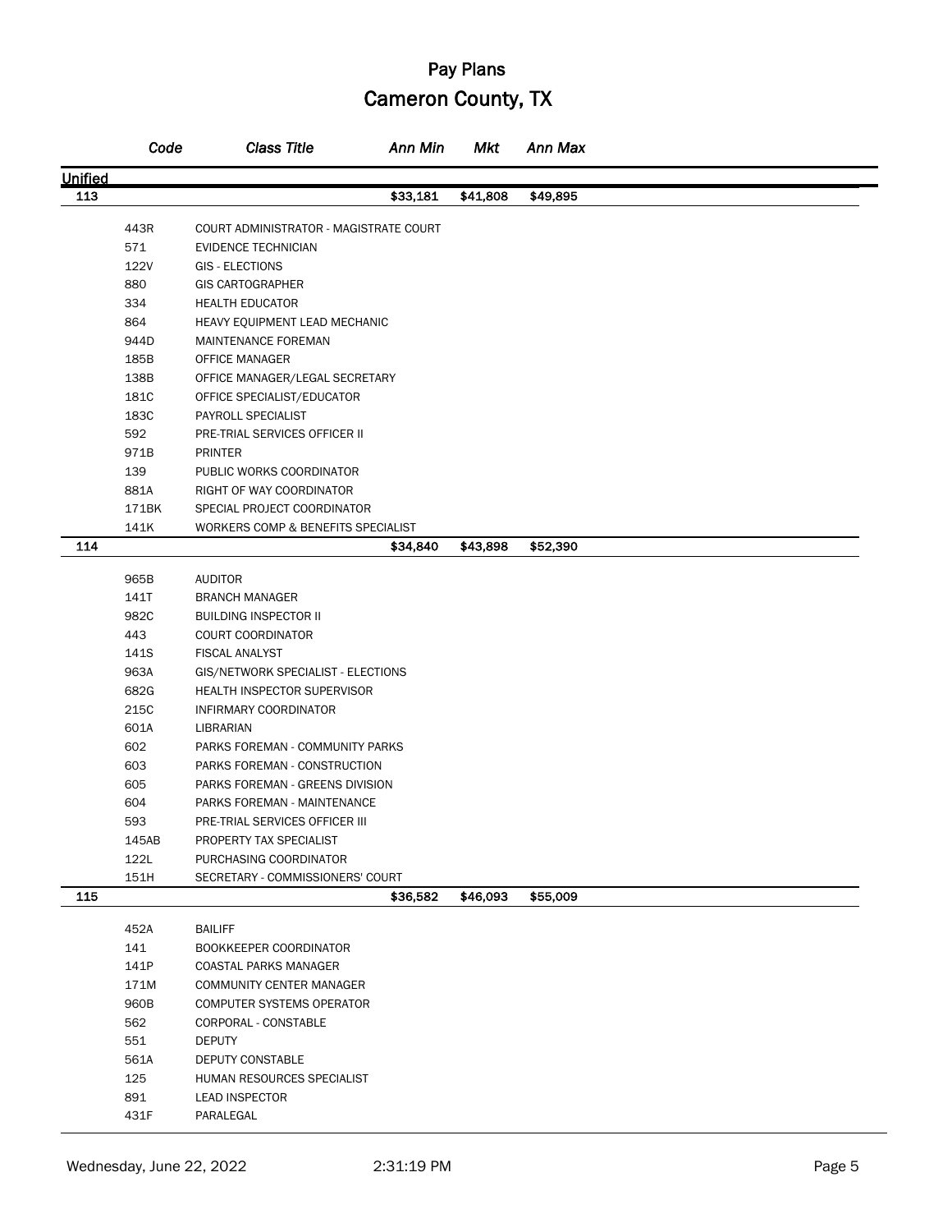# Pay Plans

## Cameron County, TX

| Code | Class Title | Ann Min | Mkt | Ann Max |
|---|---|---|---|---|
| **Unified** | | | | |
| **113** | | **$33,181** | **$41,808** | **$49,895** |
| 443R | COURT ADMINISTRATOR - MAGISTRATE COURT | | | |
| 571 | EVIDENCE TECHNICIAN | | | |
| 122V | GIS - ELECTIONS | | | |
| 880 | GIS CARTOGRAPHER | | | |
| 334 | HEALTH EDUCATOR | | | |
| 864 | HEAVY EQUIPMENT LEAD MECHANIC | | | |
| 944D | MAINTENANCE FOREMAN | | | |
| 185B | OFFICE MANAGER | | | |
| 138B | OFFICE MANAGER/LEGAL SECRETARY | | | |
| 181C | OFFICE SPECIALIST/EDUCATOR | | | |
| 183C | PAYROLL SPECIALIST | | | |
| 592 | PRE-TRIAL SERVICES OFFICER II | | | |
| 971B | PRINTER | | | |
| 139 | PUBLIC WORKS COORDINATOR | | | |
| 881A | RIGHT OF WAY COORDINATOR | | | |
| 171BK | SPECIAL PROJECT COORDINATOR | | | |
| 141K | WORKERS COMP & BENEFITS SPECIALIST | | | |
| **114** | | **$34,840** | **$43,898** | **$52,390** |
| 965B | AUDITOR | | | |
| 141T | BRANCH MANAGER | | | |
| 982C | BUILDING INSPECTOR II | | | |
| 443 | COURT COORDINATOR | | | |
| 141S | FISCAL ANALYST | | | |
| 963A | GIS/NETWORK SPECIALIST - ELECTIONS | | | |
| 682G | HEALTH INSPECTOR SUPERVISOR | | | |
| 215C | INFIRMARY COORDINATOR | | | |
| 601A | LIBRARIAN | | | |
| 602 | PARKS FOREMAN - COMMUNITY PARKS | | | |
| 603 | PARKS FOREMAN - CONSTRUCTION | | | |
| 605 | PARKS FOREMAN - GREENS DIVISION | | | |
| 604 | PARKS FOREMAN - MAINTENANCE | | | |
| 593 | PRE-TRIAL SERVICES OFFICER III | | | |
| 145AB | PROPERTY TAX SPECIALIST | | | |
| 122L | PURCHASING COORDINATOR | | | |
| 151H | SECRETARY - COMMISSIONERS' COURT | | | |
| **115** | | **$36,582** | **$46,093** | **$55,009** |
| 452A | BAILIFF | | | |
| 141 | BOOKKEEPER COORDINATOR | | | |
| 141P | COASTAL PARKS MANAGER | | | |
| 171M | COMMUNITY CENTER MANAGER | | | |
| 960B | COMPUTER SYSTEMS OPERATOR | | | |
| 562 | CORPORAL - CONSTABLE | | | |
| 551 | DEPUTY | | | |
| 561A | DEPUTY CONSTABLE | | | |
| 125 | HUMAN RESOURCES SPECIALIST | | | |
| 891 | LEAD INSPECTOR | | | |
| 431F | PARALEGAL | | | |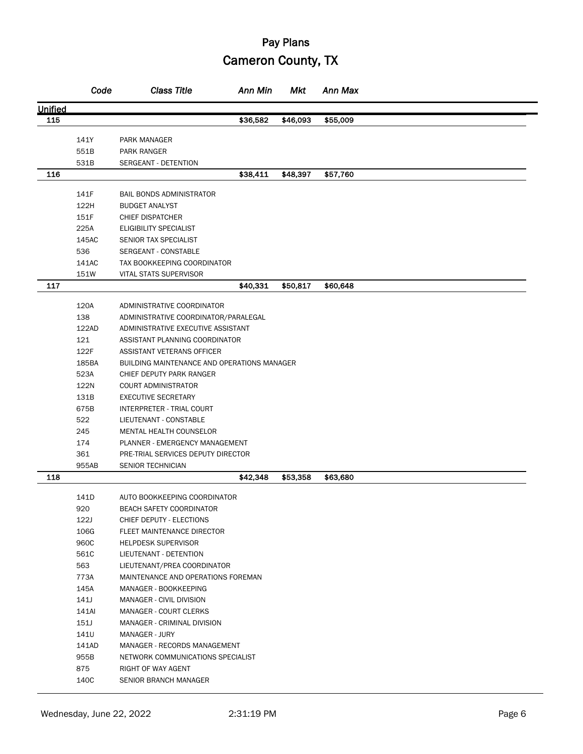# Pay Plans

## Cameron County, TX

| | Code | Class Title | Ann Min | Mkt | Ann Max |
|---|---|---|---|---|---|
| **Unified** | | | | | |
| **115** | | | **$36,582** | **$46,093** | **$55,009** |
| | 141Y | PARK MANAGER | | | |
| | 551B | PARK RANGER | | | |
| | 531B | SERGEANT - DETENTION | | | |
| **116** | | | **$38,411** | **$48,397** | **$57,760** |
| | 141F | BAIL BONDS ADMINISTRATOR | | | |
| | 122H | BUDGET ANALYST | | | |
| | 151F | CHIEF DISPATCHER | | | |
| | 225A | ELIGIBILITY SPECIALIST | | | |
| | 145AC | SENIOR TAX SPECIALIST | | | |
| | 536 | SERGEANT - CONSTABLE | | | |
| | 141AC | TAX BOOKKEEPING COORDINATOR | | | |
| | 151W | VITAL STATS SUPERVISOR | | | |
| **117** | | | **$40,331** | **$50,817** | **$60,648** |
| | 120A | ADMINISTRATIVE COORDINATOR | | | |
| | 138 | ADMINISTRATIVE COORDINATOR/PARALEGAL | | | |
| | 122AD | ADMINISTRATIVE EXECUTIVE ASSISTANT | | | |
| | 121 | ASSISTANT PLANNING COORDINATOR | | | |
| | 122F | ASSISTANT VETERANS OFFICER | | | |
| | 185BA | BUILDING MAINTENANCE AND OPERATIONS MANAGER | | | |
| | 523A | CHIEF DEPUTY PARK RANGER | | | |
| | 122N | COURT ADMINISTRATOR | | | |
| | 131B | EXECUTIVE SECRETARY | | | |
| | 675B | INTERPRETER - TRIAL COURT | | | |
| | 522 | LIEUTENANT - CONSTABLE | | | |
| | 245 | MENTAL HEALTH COUNSELOR | | | |
| | 174 | PLANNER - EMERGENCY MANAGEMENT | | | |
| | 361 | PRE-TRIAL SERVICES DEPUTY DIRECTOR | | | |
| | 955AB | SENIOR TECHNICIAN | | | |
| **118** | | | **$42,348** | **$53,358** | **$63,680** |
| | 141D | AUTO BOOKKEEPING COORDINATOR | | | |
| | 920 | BEACH SAFETY COORDINATOR | | | |
| | 122J | CHIEF DEPUTY - ELECTIONS | | | |
| | 106G | FLEET MAINTENANCE DIRECTOR | | | |
| | 960C | HELPDESK SUPERVISOR | | | |
| | 561C | LIEUTENANT - DETENTION | | | |
| | 563 | LIEUTENANT/PREA COORDINATOR | | | |
| | 773A | MAINTENANCE AND OPERATIONS FOREMAN | | | |
| | 145A | MANAGER - BOOKKEEPING | | | |
| | 141J | MANAGER - CIVIL DIVISION | | | |
| | 141AI | MANAGER - COURT CLERKS | | | |
| | 151J | MANAGER - CRIMINAL DIVISION | | | |
| | 141U | MANAGER - JURY | | | |
| | 141AD | MANAGER - RECORDS MANAGEMENT | | | |
| | 955B | NETWORK COMMUNICATIONS SPECIALIST | | | |
| | 875 | RIGHT OF WAY AGENT | | | |
| | 140C | SENIOR BRANCH MANAGER | | | |

Wednesday, June 22, 2022 2:31:19 PM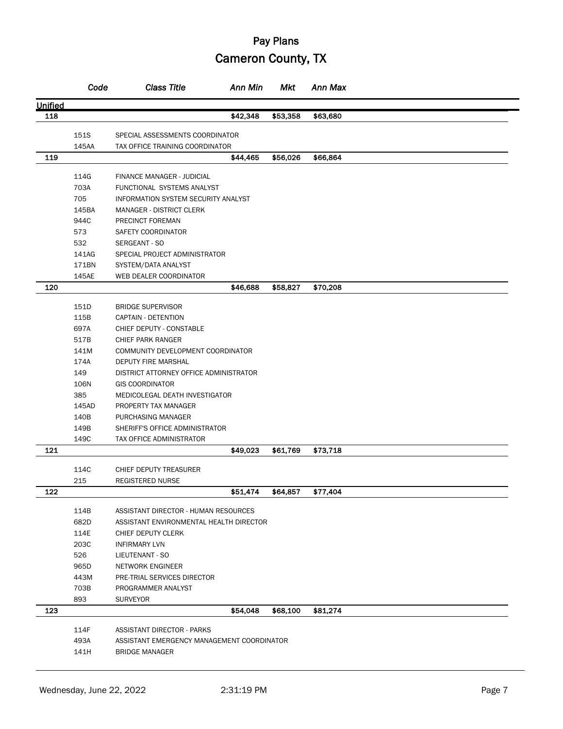# Pay Plans

## Cameron County, TX

| | Code | Class Title | Ann Min | Mkt | Ann Max |
|---|---|---|---|---|---|
| **Unified** | | | | | |
| **118** | | | **$42,348** | **$53,358** | **$63,680** |
| | 151S | SPECIAL ASSESSMENTS COORDINATOR | | | |
| | 145AA | TAX OFFICE TRAINING COORDINATOR | | | |
| **119** | | | **$44,465** | **$56,026** | **$66,864** |
| | 114G | FINANCE MANAGER - JUDICIAL | | | |
| | 703A | FUNCTIONAL SYSTEMS ANALYST | | | |
| | 705 | INFORMATION SYSTEM SECURITY ANALYST | | | |
| | 145BA | MANAGER - DISTRICT CLERK | | | |
| | 944C | PRECINCT FOREMAN | | | |
| | 573 | SAFETY COORDINATOR | | | |
| | 532 | SERGEANT - SO | | | |
| | 141AG | SPECIAL PROJECT ADMINISTRATOR | | | |
| | 171BN | SYSTEM/DATA ANALYST | | | |
| | 145AE | WEB DEALER COORDINATOR | | | |
| **120** | | | **$46,688** | **$58,827** | **$70,208** |
| | 151D | BRIDGE SUPERVISOR | | | |
| | 115B | CAPTAIN - DETENTION | | | |
| | 697A | CHIEF DEPUTY - CONSTABLE | | | |
| | 517B | CHIEF PARK RANGER | | | |
| | 141M | COMMUNITY DEVELOPMENT COORDINATOR | | | |
| | 174A | DEPUTY FIRE MARSHAL | | | |
| | 149 | DISTRICT ATTORNEY OFFICE ADMINISTRATOR | | | |
| | 106N | GIS COORDINATOR | | | |
| | 385 | MEDICOLEGAL DEATH INVESTIGATOR | | | |
| | 145AD | PROPERTY TAX MANAGER | | | |
| | 140B | PURCHASING MANAGER | | | |
| | 149B | SHERIFF'S OFFICE ADMINISTRATOR | | | |
| | 149C | TAX OFFICE ADMINISTRATOR | | | |
| **121** | | | **$49,023** | **$61,769** | **$73,718** |
| | 114C | CHIEF DEPUTY TREASURER | | | |
| | 215 | REGISTERED NURSE | | | |
| **122** | | | **$51,474** | **$64,857** | **$77,404** |
| | 114B | ASSISTANT DIRECTOR - HUMAN RESOURCES | | | |
| | 682D | ASSISTANT ENVIRONMENTAL HEALTH DIRECTOR | | | |
| | 114E | CHIEF DEPUTY CLERK | | | |
| | 203C | INFIRMARY LVN | | | |
| | 526 | LIEUTENANT - SO | | | |
| | 965D | NETWORK ENGINEER | | | |
| | 443M | PRE-TRIAL SERVICES DIRECTOR | | | |
| | 703B | PROGRAMMER ANALYST | | | |
| | 893 | SURVEYOR | | | |
| **123** | | | **$54,048** | **$68,100** | **$81,274** |
| | 114F | ASSISTANT DIRECTOR - PARKS | | | |
| | 493A | ASSISTANT EMERGENCY MANAGEMENT COORDINATOR | | | |
| | 141H | BRIDGE MANAGER | | | |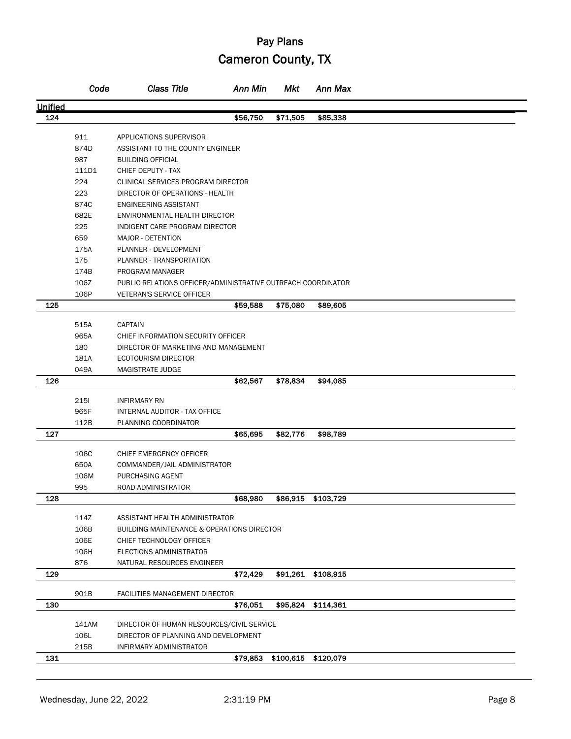# Pay Plans

## Cameron County, TX

| Grade | Code | Class Title | Ann Min | Mkt | Ann Max |
|---|---|---|---|---|---|
| **Unified** | | | | | |
| **124** | | | **$56,750** | **$71,505** | **$85,338** |
| | 911 | APPLICATIONS SUPERVISOR | | | |
| | 874D | ASSISTANT TO THE COUNTY ENGINEER | | | |
| | 987 | BUILDING OFFICIAL | | | |
| | 111D1 | CHIEF DEPUTY - TAX | | | |
| | 224 | CLINICAL SERVICES PROGRAM DIRECTOR | | | |
| | 223 | DIRECTOR OF OPERATIONS - HEALTH | | | |
| | 874C | ENGINEERING ASSISTANT | | | |
| | 682E | ENVIRONMENTAL HEALTH DIRECTOR | | | |
| | 225 | INDIGENT CARE PROGRAM DIRECTOR | | | |
| | 659 | MAJOR - DETENTION | | | |
| | 175A | PLANNER - DEVELOPMENT | | | |
| | 175 | PLANNER - TRANSPORTATION | | | |
| | 174B | PROGRAM MANAGER | | | |
| | 106Z | PUBLIC RELATIONS OFFICER/ADMINISTRATIVE OUTREACH COORDINATOR | | | |
| | 106P | VETERAN'S SERVICE OFFICER | | | |
| **125** | | | **$59,588** | **$75,080** | **$89,605** |
| | 515A | CAPTAIN | | | |
| | 965A | CHIEF INFORMATION SECURITY OFFICER | | | |
| | 180 | DIRECTOR OF MARKETING AND MANAGEMENT | | | |
| | 181A | ECOTOURISM DIRECTOR | | | |
| | 049A | MAGISTRATE JUDGE | | | |
| **126** | | | **$62,567** | **$78,834** | **$94,085** |
| | 215I | INFIRMARY RN | | | |
| | 965F | INTERNAL AUDITOR - TAX OFFICE | | | |
| | 112B | PLANNING COORDINATOR | | | |
| **127** | | | **$65,695** | **$82,776** | **$98,789** |
| | 106C | CHIEF EMERGENCY OFFICER | | | |
| | 650A | COMMANDER/JAIL ADMINISTRATOR | | | |
| | 106M | PURCHASING AGENT | | | |
| | 995 | ROAD ADMINISTRATOR | | | |
| **128** | | | **$68,980** | **$86,915** | **$103,729** |
| | 114Z | ASSISTANT HEALTH ADMINISTRATOR | | | |
| | 106B | BUILDING MAINTENANCE & OPERATIONS DIRECTOR | | | |
| | 106E | CHIEF TECHNOLOGY OFFICER | | | |
| | 106H | ELECTIONS ADMINISTRATOR | | | |
| | 876 | NATURAL RESOURCES ENGINEER | | | |
| **129** | | | **$72,429** | **$91,261** | **$108,915** |
| | 901B | FACILITIES MANAGEMENT DIRECTOR | | | |
| **130** | | | **$76,051** | **$95,824** | **$114,361** |
| | 141AM | DIRECTOR OF HUMAN RESOURCES/CIVIL SERVICE | | | |
| | 106L | DIRECTOR OF PLANNING AND DEVELOPMENT | | | |
| | 215B | INFIRMARY ADMINISTRATOR | | | |
| **131** | | | **$79,853** | **$100,615** | **$120,079** |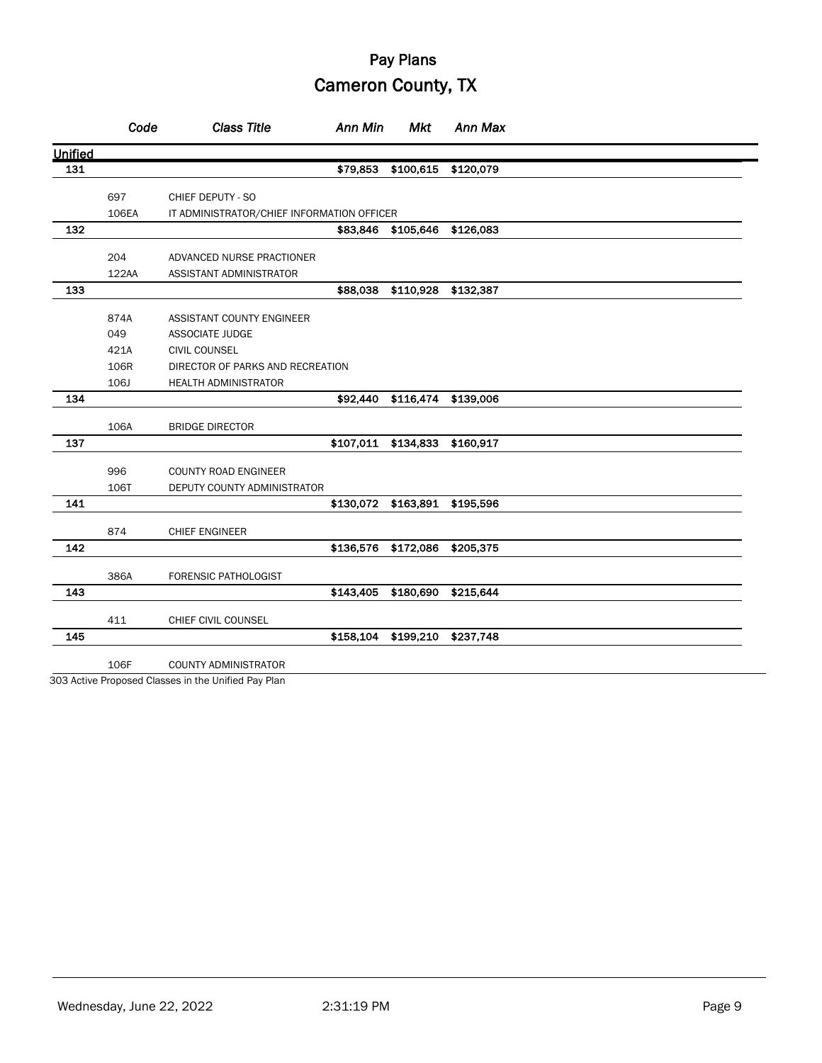# Pay Plans

## Cameron County, TX

| | Code | Class Title | Ann Min | Mkt | Ann Max |
|---|---|---|---|---|---|
| **Unified** | | | | | |
| **131** | | | **$79,853** | **$100,615** | **$120,079** |
| | 697 | CHIEF DEPUTY - SO | | | |
| | 106EA | IT ADMINISTRATOR/CHIEF INFORMATION OFFICER | | | |
| **132** | | | **$83,846** | **$105,646** | **$126,083** |
| | 204 | ADVANCED NURSE PRACTIONER | | | |
| | 122AA | ASSISTANT ADMINISTRATOR | | | |
| **133** | | | **$88,038** | **$110,928** | **$132,387** |
| | 874A | ASSISTANT COUNTY ENGINEER | | | |
| | 049 | ASSOCIATE JUDGE | | | |
| | 421A | CIVIL COUNSEL | | | |
| | 106R | DIRECTOR OF PARKS AND RECREATION | | | |
| | 106J | HEALTH ADMINISTRATOR | | | |
| **134** | | | **$92,440** | **$116,474** | **$139,006** |
| | 106A | BRIDGE DIRECTOR | | | |
| **137** | | | **$107,011** | **$134,833** | **$160,917** |
| | 996 | COUNTY ROAD ENGINEER | | | |
| | 106T | DEPUTY COUNTY ADMINISTRATOR | | | |
| **141** | | | **$130,072** | **$163,891** | **$195,596** |
| | 874 | CHIEF ENGINEER | | | |
| **142** | | | **$136,576** | **$172,086** | **$205,375** |
| | 386A | FORENSIC PATHOLOGIST | | | |
| **143** | | | **$143,405** | **$180,690** | **$215,644** |
| | 411 | CHIEF CIVIL COUNSEL | | | |
| **145** | | | **$158,104** | **$199,210** | **$237,748** |
| | 106F | COUNTY ADMINISTRATOR | | | |

303 Active Proposed Classes in the Unified Pay Plan

Wednesday, June 22, 2022 2:31:19 PM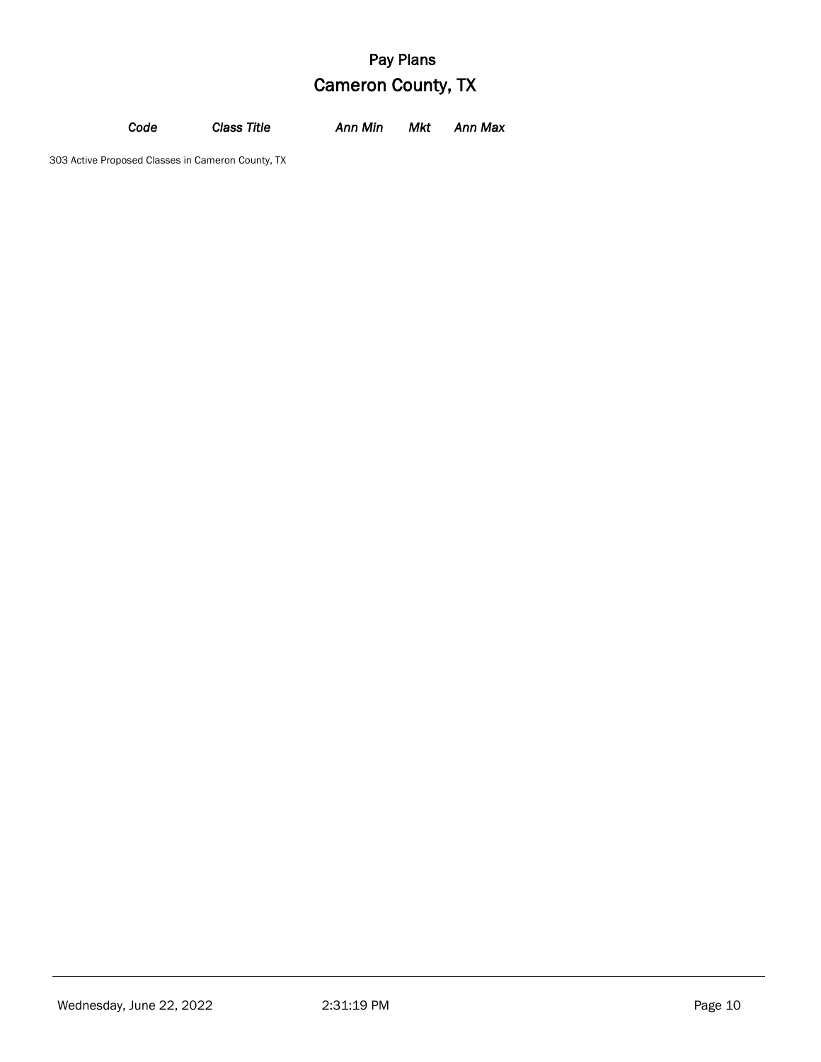# Pay Plans

## Cameron County, TX

| *Code* | *Class Title* | *Ann Min* | *Mkt* | *Ann Max* |
|---|---|---|---|---|

303 Active Proposed Classes in Cameron County, TX